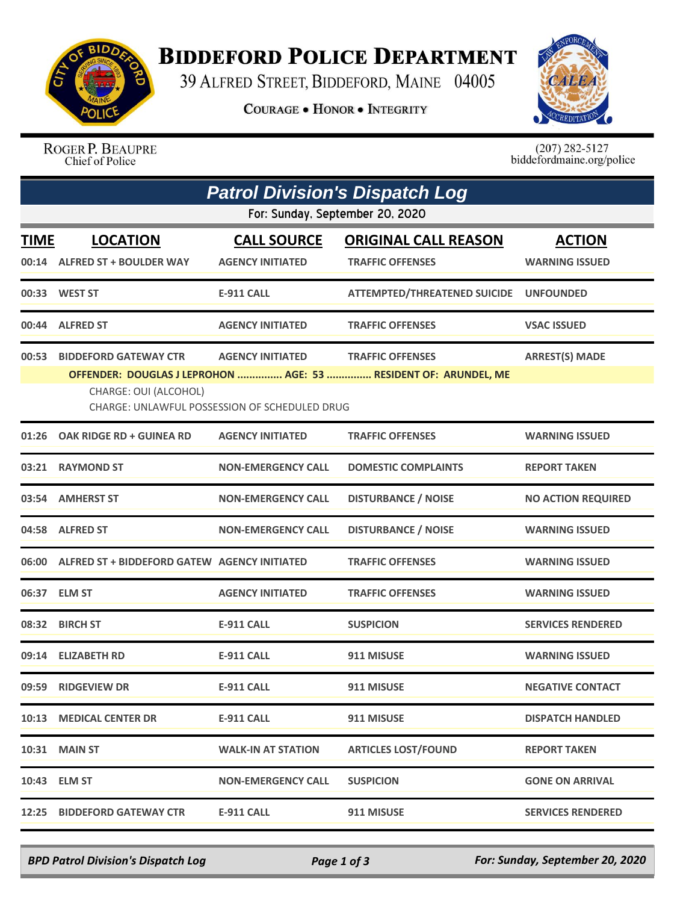# BIDDEFORD POLICE DEPARTMENT

39 ALFRED STREET, BIDDEFORD, MAINE 04005

COURAGE • HONOR • INTEGRITY

ROGER P. BEAUPRE
Chief of Police

(207) 282-5127
biddefordmaine.org/police

## Patrol Division's Dispatch Log

For: Sunday, September 20, 2020

| TIME | LOCATION | CALL SOURCE | ORIGINAL CALL REASON | ACTION |
|---|---|---|---|---|
| 00:14 | ALFRED ST + BOULDER WAY | AGENCY INITIATED | TRAFFIC OFFENSES | WARNING ISSUED |
| 00:33 | WEST ST | E-911 CALL | ATTEMPTED/THREATENED SUICIDE | UNFOUNDED |
| 00:44 | ALFRED ST | AGENCY INITIATED | TRAFFIC OFFENSES | VSAC ISSUED |
| 00:53 | BIDDEFORD GATEWAY CTR | AGENCY INITIATED | TRAFFIC OFFENSES | ARREST(S) MADE |
| | OFFENDER: DOUGLAS J LEPROHON ............... AGE: 53 ............... RESIDENT OF: ARUNDEL, ME<br>CHARGE: OUI (ALCOHOL)<br>CHARGE: UNLAWFUL POSSESSION OF SCHEDULED DRUG | | | |
| 01:26 | OAK RIDGE RD + GUINEA RD | AGENCY INITIATED | TRAFFIC OFFENSES | WARNING ISSUED |
| 03:21 | RAYMOND ST | NON-EMERGENCY CALL | DOMESTIC COMPLAINTS | REPORT TAKEN |
| 03:54 | AMHERST ST | NON-EMERGENCY CALL | DISTURBANCE / NOISE | NO ACTION REQUIRED |
| 04:58 | ALFRED ST | NON-EMERGENCY CALL | DISTURBANCE / NOISE | WARNING ISSUED |
| 06:00 | ALFRED ST + BIDDEFORD GATEW | AGENCY INITIATED | TRAFFIC OFFENSES | WARNING ISSUED |
| 06:37 | ELM ST | AGENCY INITIATED | TRAFFIC OFFENSES | WARNING ISSUED |
| 08:32 | BIRCH ST | E-911 CALL | SUSPICION | SERVICES RENDERED |
| 09:14 | ELIZABETH RD | E-911 CALL | 911 MISUSE | WARNING ISSUED |
| 09:59 | RIDGEVIEW DR | E-911 CALL | 911 MISUSE | NEGATIVE CONTACT |
| 10:13 | MEDICAL CENTER DR | E-911 CALL | 911 MISUSE | DISPATCH HANDLED |
| 10:31 | MAIN ST | WALK-IN AT STATION | ARTICLES LOST/FOUND | REPORT TAKEN |
| 10:43 | ELM ST | NON-EMERGENCY CALL | SUSPICION | GONE ON ARRIVAL |
| 12:25 | BIDDEFORD GATEWAY CTR | E-911 CALL | 911 MISUSE | SERVICES RENDERED |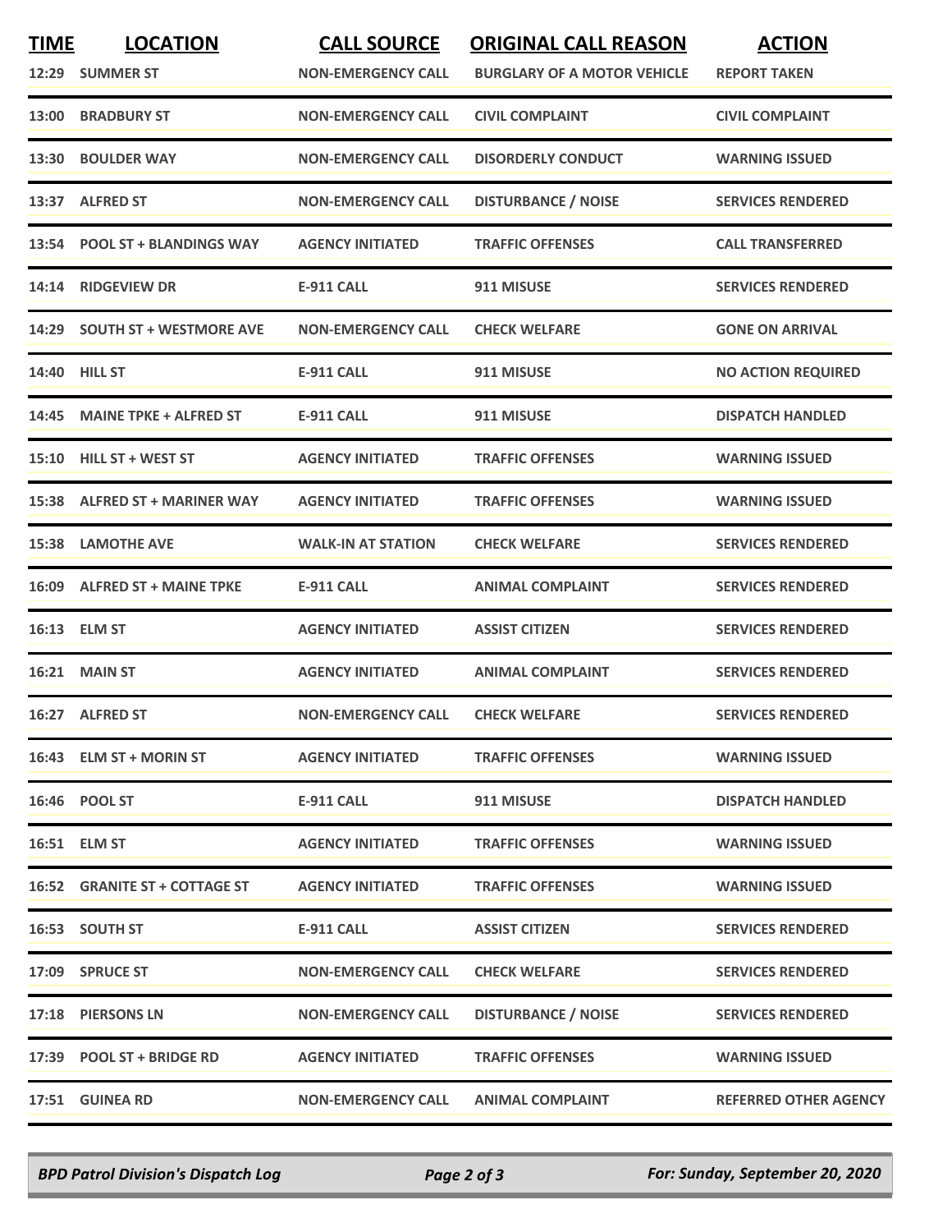| TIME | LOCATION | CALL SOURCE | ORIGINAL CALL REASON | ACTION |
|---|---|---|---|---|
| 12:29 | SUMMER ST | NON-EMERGENCY CALL | BURGLARY OF A MOTOR VEHICLE | REPORT TAKEN |
| 13:00 | BRADBURY ST | NON-EMERGENCY CALL | CIVIL COMPLAINT | CIVIL COMPLAINT |
| 13:30 | BOULDER WAY | NON-EMERGENCY CALL | DISORDERLY CONDUCT | WARNING ISSUED |
| 13:37 | ALFRED ST | NON-EMERGENCY CALL | DISTURBANCE / NOISE | SERVICES RENDERED |
| 13:54 | POOL ST + BLANDINGS WAY | AGENCY INITIATED | TRAFFIC OFFENSES | CALL TRANSFERRED |
| 14:14 | RIDGEVIEW DR | E-911 CALL | 911 MISUSE | SERVICES RENDERED |
| 14:29 | SOUTH ST + WESTMORE AVE | NON-EMERGENCY CALL | CHECK WELFARE | GONE ON ARRIVAL |
| 14:40 | HILL ST | E-911 CALL | 911 MISUSE | NO ACTION REQUIRED |
| 14:45 | MAINE TPKE + ALFRED ST | E-911 CALL | 911 MISUSE | DISPATCH HANDLED |
| 15:10 | HILL ST + WEST ST | AGENCY INITIATED | TRAFFIC OFFENSES | WARNING ISSUED |
| 15:38 | ALFRED ST + MARINER WAY | AGENCY INITIATED | TRAFFIC OFFENSES | WARNING ISSUED |
| 15:38 | LAMOTHE AVE | WALK-IN AT STATION | CHECK WELFARE | SERVICES RENDERED |
| 16:09 | ALFRED ST + MAINE TPKE | E-911 CALL | ANIMAL COMPLAINT | SERVICES RENDERED |
| 16:13 | ELM ST | AGENCY INITIATED | ASSIST CITIZEN | SERVICES RENDERED |
| 16:21 | MAIN ST | AGENCY INITIATED | ANIMAL COMPLAINT | SERVICES RENDERED |
| 16:27 | ALFRED ST | NON-EMERGENCY CALL | CHECK WELFARE | SERVICES RENDERED |
| 16:43 | ELM ST + MORIN ST | AGENCY INITIATED | TRAFFIC OFFENSES | WARNING ISSUED |
| 16:46 | POOL ST | E-911 CALL | 911 MISUSE | DISPATCH HANDLED |
| 16:51 | ELM ST | AGENCY INITIATED | TRAFFIC OFFENSES | WARNING ISSUED |
| 16:52 | GRANITE ST + COTTAGE ST | AGENCY INITIATED | TRAFFIC OFFENSES | WARNING ISSUED |
| 16:53 | SOUTH ST | E-911 CALL | ASSIST CITIZEN | SERVICES RENDERED |
| 17:09 | SPRUCE ST | NON-EMERGENCY CALL | CHECK WELFARE | SERVICES RENDERED |
| 17:18 | PIERSONS LN | NON-EMERGENCY CALL | DISTURBANCE / NOISE | SERVICES RENDERED |
| 17:39 | POOL ST + BRIDGE RD | AGENCY INITIATED | TRAFFIC OFFENSES | WARNING ISSUED |
| 17:51 | GUINEA RD | NON-EMERGENCY CALL | ANIMAL COMPLAINT | REFERRED OTHER AGENCY |

*BPD Patrol Division's Dispatch Log* — *For: Sunday, September 20, 2020*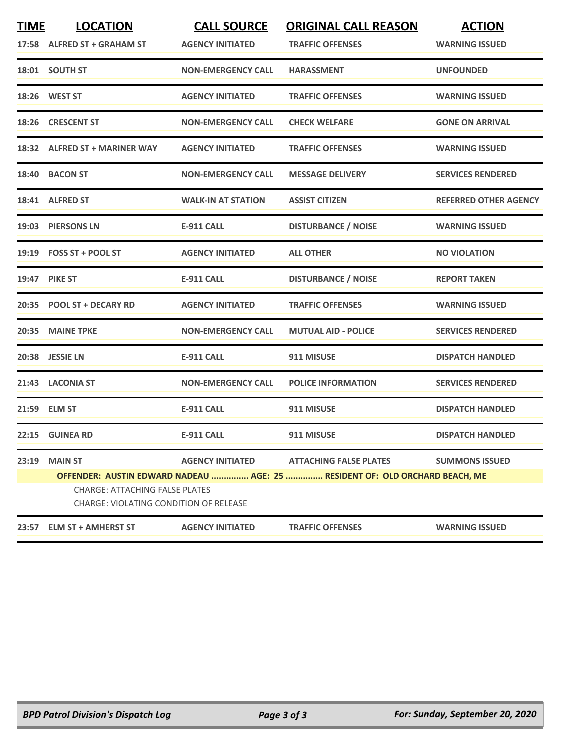| TIME | LOCATION | CALL SOURCE | ORIGINAL CALL REASON | ACTION |
|---|---|---|---|---|
| 17:58 | ALFRED ST + GRAHAM ST | AGENCY INITIATED | TRAFFIC OFFENSES | WARNING ISSUED |
| 18:01 | SOUTH ST | NON-EMERGENCY CALL | HARASSMENT | UNFOUNDED |
| 18:26 | WEST ST | AGENCY INITIATED | TRAFFIC OFFENSES | WARNING ISSUED |
| 18:26 | CRESCENT ST | NON-EMERGENCY CALL | CHECK WELFARE | GONE ON ARRIVAL |
| 18:32 | ALFRED ST + MARINER WAY | AGENCY INITIATED | TRAFFIC OFFENSES | WARNING ISSUED |
| 18:40 | BACON ST | NON-EMERGENCY CALL | MESSAGE DELIVERY | SERVICES RENDERED |
| 18:41 | ALFRED ST | WALK-IN AT STATION | ASSIST CITIZEN | REFERRED OTHER AGENCY |
| 19:03 | PIERSONS LN | E-911 CALL | DISTURBANCE / NOISE | WARNING ISSUED |
| 19:19 | FOSS ST + POOL ST | AGENCY INITIATED | ALL OTHER | NO VIOLATION |
| 19:47 | PIKE ST | E-911 CALL | DISTURBANCE / NOISE | REPORT TAKEN |
| 20:35 | POOL ST + DECARY RD | AGENCY INITIATED | TRAFFIC OFFENSES | WARNING ISSUED |
| 20:35 | MAINE TPKE | NON-EMERGENCY CALL | MUTUAL AID - POLICE | SERVICES RENDERED |
| 20:38 | JESSIE LN | E-911 CALL | 911 MISUSE | DISPATCH HANDLED |
| 21:43 | LACONIA ST | NON-EMERGENCY CALL | POLICE INFORMATION | SERVICES RENDERED |
| 21:59 | ELM ST | E-911 CALL | 911 MISUSE | DISPATCH HANDLED |
| 22:15 | GUINEA RD | E-911 CALL | 911 MISUSE | DISPATCH HANDLED |
| 23:19 | MAIN ST | AGENCY INITIATED | ATTACHING FALSE PLATES | SUMMONS ISSUED |
| | **OFFENDER: AUSTIN EDWARD NADEAU ............... AGE: 25 ............... RESIDENT OF: OLD ORCHARD BEACH, ME**<br>CHARGE: ATTACHING FALSE PLATES<br>CHARGE: VIOLATING CONDITION OF RELEASE | | | |
| 23:57 | ELM ST + AMHERST ST | AGENCY INITIATED | TRAFFIC OFFENSES | WARNING ISSUED |

*BPD Patrol Division's Dispatch Log* — *For: Sunday, September 20, 2020*